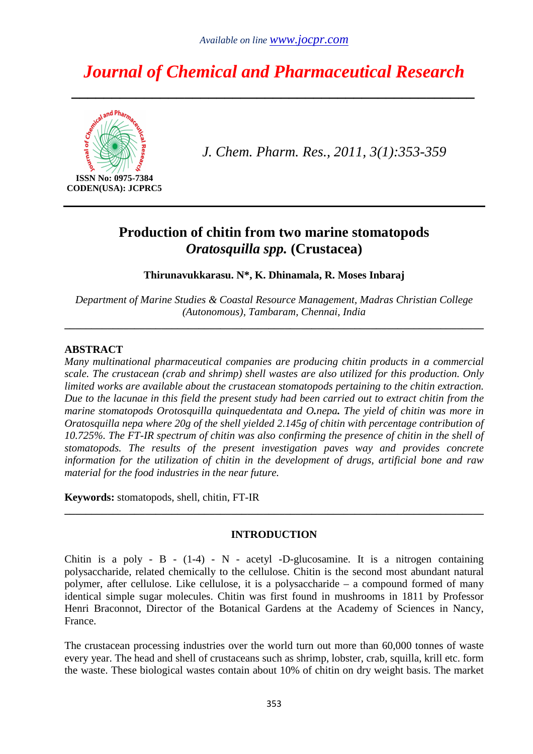# Production of chitin from two marine stomatopods *Oratosquilla spp.* (Crustacea)

**Thirunavukkarasu. N\*, K. Dhinamala, R. Moses Inbaraj**

*Department of Marine Studies & Coastal Resource Management, Madras Christian College (Autonomous), Tambaram, Chennai, India*

---

## ABSTRACT

*Many multinational pharmaceutical companies are producing chitin products in a commercial scale. The crustacean (crab and shrimp) shell wastes are also utilized for this production. Only limited works are available about the crustacean stomatopods pertaining to the chitin extraction. Due to the lacunae in this field the present study had been carried out to extract chitin from the marine stomatopods Orotosquilla quinquedentata and O.nepa. The yield of chitin was more in Oratosquilla nepa where 20g of the shell yielded 2.145g of chitin with percentage contribution of 10.725%. The FT-IR spectrum of chitin was also confirming the presence of chitin in the shell of stomatopods. The results of the present investigation paves way and provides concrete information for the utilization of chitin in the development of drugs, artificial bone and raw material for the food industries in the near future.*

**Keywords:** stomatopods, shell, chitin, FT-IR

---

## INTRODUCTION

Chitin is a poly - B - (1-4) - N - acetyl -D-glucosamine. It is a nitrogen containing polysaccharide, related chemically to the cellulose. Chitin is the second most abundant natural polymer, after cellulose. Like cellulose, it is a polysaccharide – a compound formed of many identical simple sugar molecules. Chitin was first found in mushrooms in 1811 by Professor Henri Braconnot, Director of the Botanical Gardens at the Academy of Sciences in Nancy, France.

The crustacean processing industries over the world turn out more than 60,000 tonnes of waste every year. The head and shell of crustaceans such as shrimp, lobster, crab, squilla, krill etc. form the waste. These biological wastes contain about 10% of chitin on dry weight basis. The market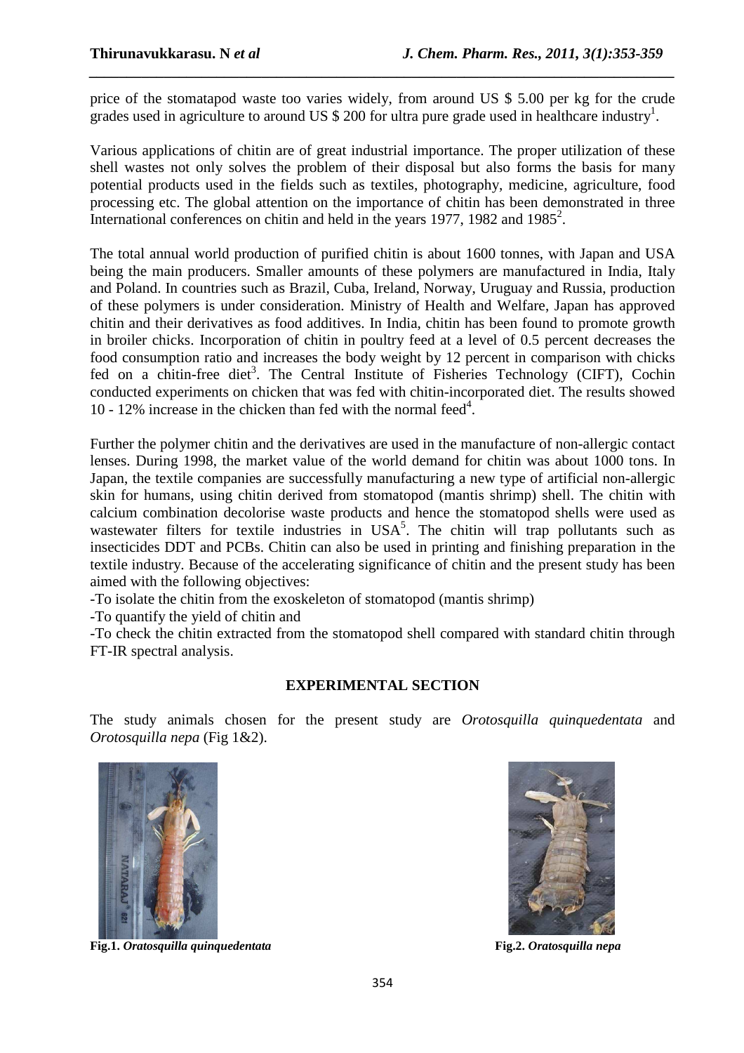price of the stomatapod waste too varies widely, from around US $ 5.00 per kg for the crude grades used in agriculture to around US $ 200 for ultra pure grade used in healthcare industry[1].

Various applications of chitin are of great industrial importance. The proper utilization of these shell wastes not only solves the problem of their disposal but also forms the basis for many potential products used in the fields such as textiles, photography, medicine, agriculture, food processing etc. The global attention on the importance of chitin has been demonstrated in three International conferences on chitin and held in the years 1977, 1982 and 1985[2].

The total annual world production of purified chitin is about 1600 tonnes, with Japan and USA being the main producers. Smaller amounts of these polymers are manufactured in India, Italy and Poland. In countries such as Brazil, Cuba, Ireland, Norway, Uruguay and Russia, production of these polymers is under consideration. Ministry of Health and Welfare, Japan has approved chitin and their derivatives as food additives. In India, chitin has been found to promote growth in broiler chicks. Incorporation of chitin in poultry feed at a level of 0.5 percent decreases the food consumption ratio and increases the body weight by 12 percent in comparison with chicks fed on a chitin-free diet[3]. The Central Institute of Fisheries Technology (CIFT), Cochin conducted experiments on chicken that was fed with chitin-incorporated diet. The results showed 10 - 12% increase in the chicken than fed with the normal feed[4].

Further the polymer chitin and the derivatives are used in the manufacture of non-allergic contact lenses. During 1998, the market value of the world demand for chitin was about 1000 tons. In Japan, the textile companies are successfully manufacturing a new type of artificial non-allergic skin for humans, using chitin derived from stomatopod (mantis shrimp) shell. The chitin with calcium combination decolorise waste products and hence the stomatopod shells were used as wastewater filters for textile industries in USA[5]. The chitin will trap pollutants such as insecticides DDT and PCBs. Chitin can also be used in printing and finishing preparation in the textile industry. Because of the accelerating significance of chitin and the present study has been aimed with the following objectives:

-To isolate the chitin from the exoskeleton of stomatopod (mantis shrimp)

-To quantify the yield of chitin and

-To check the chitin extracted from the stomatopod shell compared with standard chitin through FT-IR spectral analysis.

## EXPERIMENTAL SECTION

The study animals chosen for the present study are *Orotosquilla quinquedentata* and *Orotosquilla nepa* (Fig 1&2).

**Fig.1.** ***Oratosquilla quinquedentata***

**Fig.2.** ***Oratosquilla nepa***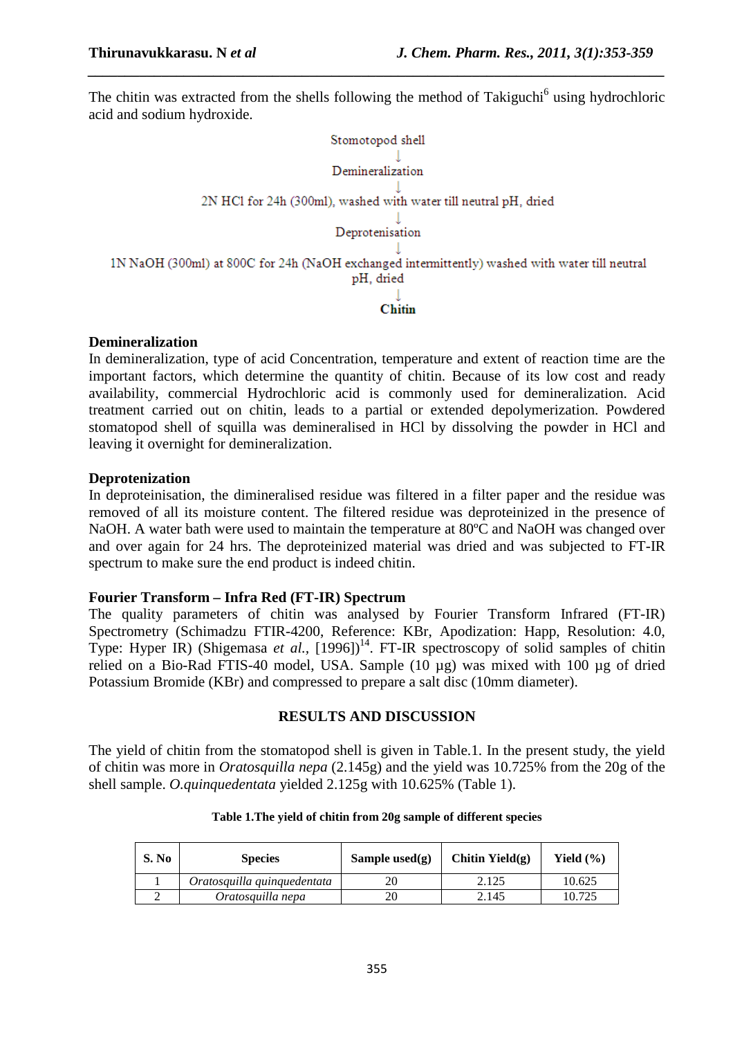The chitin was extracted from the shells following the method of Takiguchi[6] using hydrochloric acid and sodium hydroxide.

Stomotopod shell
↓
Demineralization
↓
2N HCl for 24h (300ml), washed with water till neutral pH, dried
↓
Deprotenisation
↓
1N NaOH (300ml) at 800C for 24h (NaOH exchanged intermittently) washed with water till neutral pH, dried
↓
**Chitin**

### Demineralization

In demineralization, type of acid Concentration, temperature and extent of reaction time are the important factors, which determine the quantity of chitin. Because of its low cost and ready availability, commercial Hydrochloric acid is commonly used for demineralization. Acid treatment carried out on chitin, leads to a partial or extended depolymerization. Powdered stomatopod shell of squilla was demineralised in HCl by dissolving the powder in HCl and leaving it overnight for demineralization.

### Deprotenization

In deproteinisation, the dimineralised residue was filtered in a filter paper and the residue was removed of all its moisture content. The filtered residue was deproteinized in the presence of NaOH. A water bath were used to maintain the temperature at 80ºC and NaOH was changed over and over again for 24 hrs. The deproteinized material was dried and was subjected to FT-IR spectrum to make sure the end product is indeed chitin.

### Fourier Transform – Infra Red (FT-IR) Spectrum

The quality parameters of chitin was analysed by Fourier Transform Infrared (FT-IR) Spectrometry (Schimadzu FTIR-4200, Reference: KBr, Apodization: Happ, Resolution: 4.0, Type: Hyper IR) (Shigemasa *et al.,* [1996])[14]. FT-IR spectroscopy of solid samples of chitin relied on a Bio-Rad FTIS-40 model, USA. Sample (10 µg) was mixed with 100 µg of dried Potassium Bromide (KBr) and compressed to prepare a salt disc (10mm diameter).

## RESULTS AND DISCUSSION

The yield of chitin from the stomatopod shell is given in Table.1. In the present study, the yield of chitin was more in *Oratosquilla nepa* (2.145g) and the yield was 10.725% from the 20g of the shell sample. *O.quinquedentata* yielded 2.125g with 10.625% (Table 1).

**Table 1.The yield of chitin from 20g sample of different species**

| S. No | Species | Sample used(g) | Chitin Yield(g) | Yield (%) |
|---|---|---|---|---|
| 1 | *Oratosquilla quinquedentata* | 20 | 2.125 | 10.625 |
| 2 | *Oratosquilla nepa* | 20 | 2.145 | 10.725 |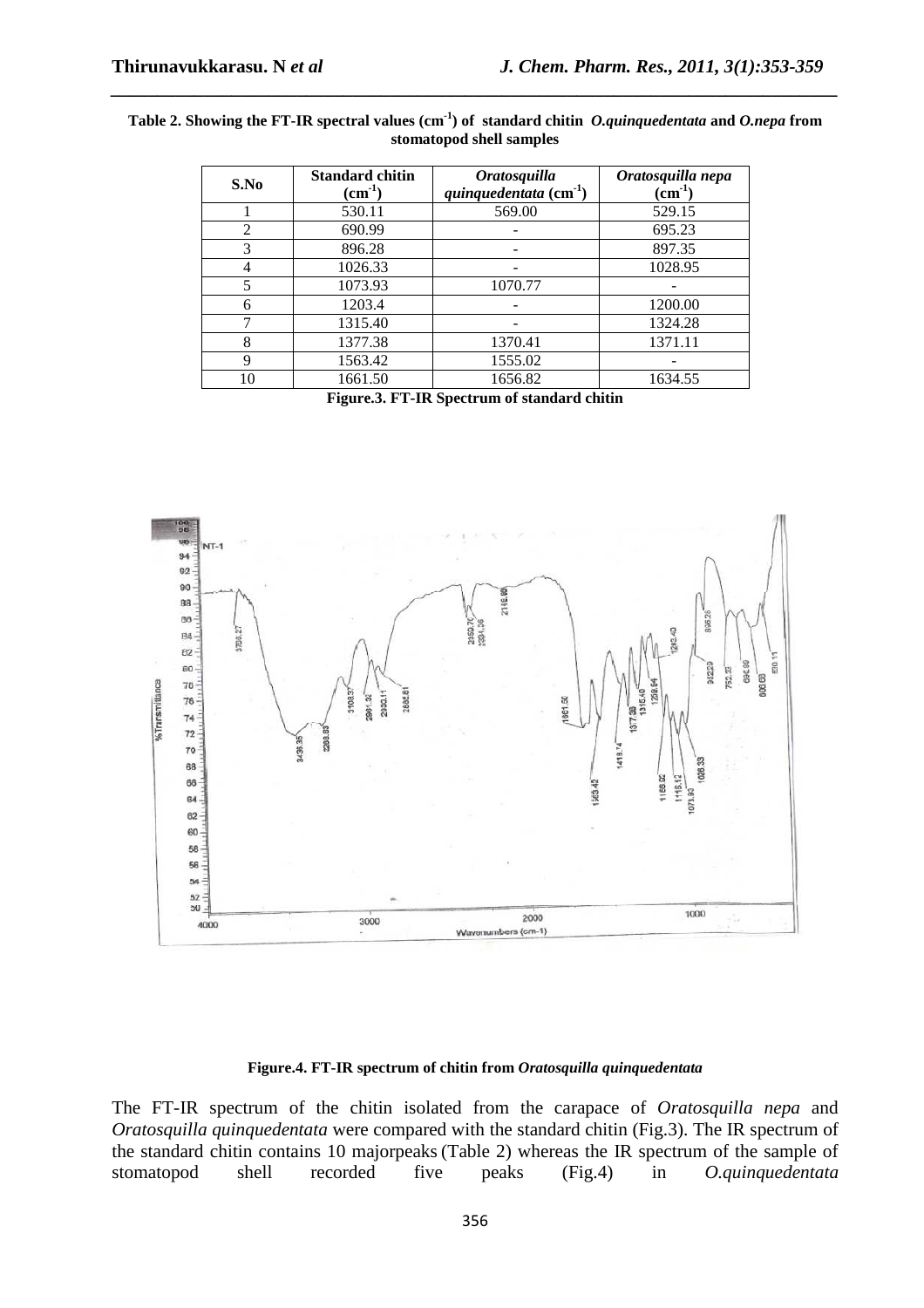**Table 2. Showing the FT-IR spectral values ($cm^{-1}$) of standard chitin *O.quinquedentata* and *O.nepa* from stomatopod shell samples**

| S.No | Standard chitin ($cm^{-1}$) | *Oratosquilla quinquedentata* ($cm^{-1}$) | *Oratosquilla nepa* ($cm^{-1}$) |
|---|---|---|---|
| 1 | 530.11 | 569.00 | 529.15 |
| 2 | 690.99 | - | 695.23 |
| 3 | 896.28 | - | 897.35 |
| 4 | 1026.33 | - | 1028.95 |
| 5 | 1073.93 | 1070.77 | - |
| 6 | 1203.4 | - | 1200.00 |
| 7 | 1315.40 | - | 1324.28 |
| 8 | 1377.38 | 1370.41 | 1371.11 |
| 9 | 1563.42 | 1555.02 | - |
| 10 | 1661.50 | 1656.82 | 1634.55 |

**Figure.3. FT-IR Spectrum of standard chitin**

**Figure.4. FT-IR spectrum of chitin from *Oratosquilla quinquedentata***

The FT-IR spectrum of the chitin isolated from the carapace of *Oratosquilla nepa* and *Oratosquilla quinquedentata* were compared with the standard chitin (Fig.3). The IR spectrum of the standard chitin contains 10 majorpeaks (Table 2) whereas the IR spectrum of the sample of stomatopod shell recorded five peaks (Fig.4) in *O.quinquedentata*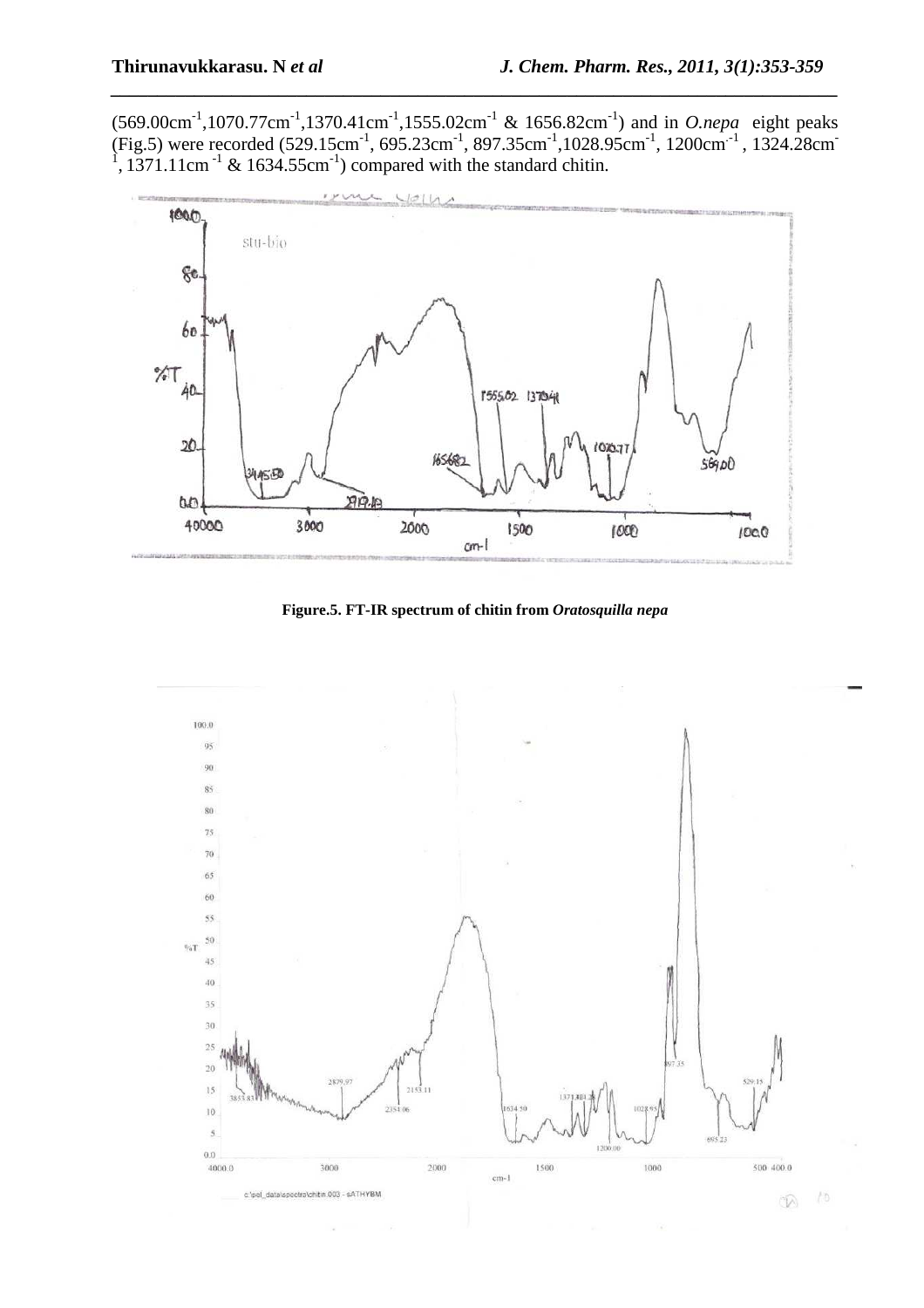(569.00cm$^{-1}$,1070.77cm$^{-1}$,1370.41cm$^{-1}$,1555.02cm$^{-1}$ & 1656.82cm$^{-1}$) and in *O.nepa* eight peaks (Fig.5) were recorded (529.15cm$^{-1}$, 695.23cm$^{-1}$, 897.35cm$^{-1}$,1028.95cm$^{-1}$, 1200cm$^{-1}$ , 1324.28cm$^{-1}$, 1371.11cm$^{-1}$ & 1634.55cm$^{-1}$) compared with the standard chitin.

**Figure.5. FT-IR spectrum of chitin from *Oratosquilla nepa***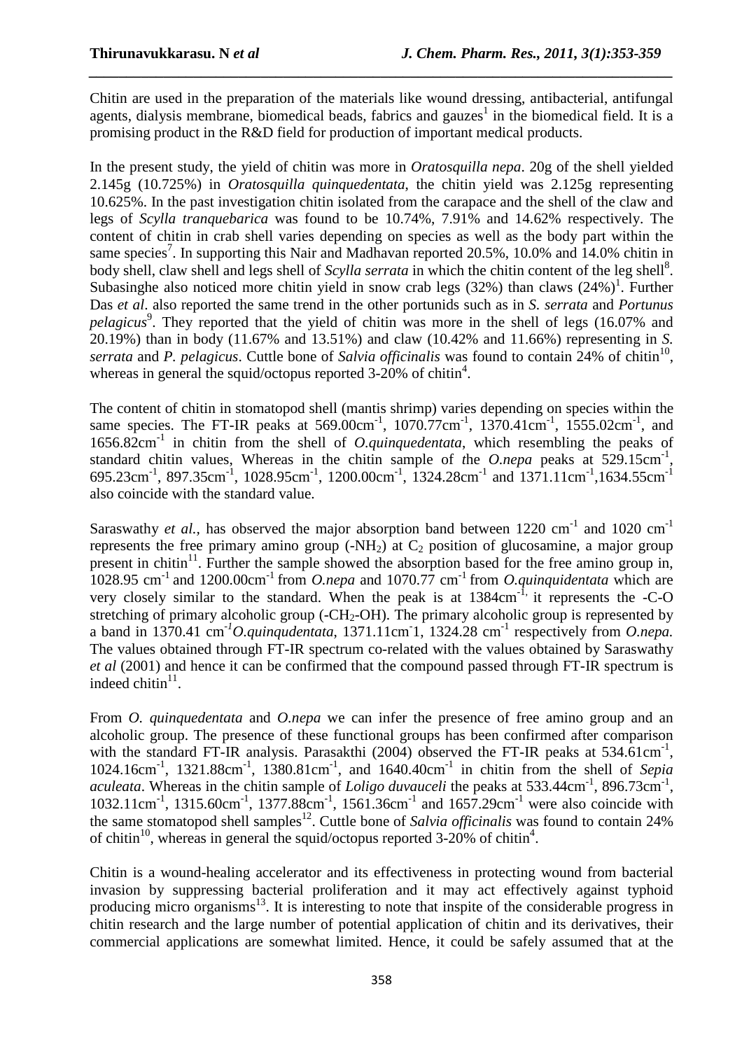Chitin are used in the preparation of the materials like wound dressing, antibacterial, antifungal agents, dialysis membrane, biomedical beads, fabrics and gauzes[1] in the biomedical field. It is a promising product in the R&D field for production of important medical products.

In the present study, the yield of chitin was more in *Oratosquilla nepa*. 20g of the shell yielded 2.145g (10.725%) in *Oratosquilla quinquedentata*, the chitin yield was 2.125g representing 10.625%. In the past investigation chitin isolated from the carapace and the shell of the claw and legs of *Scylla tranquebarica* was found to be 10.74%, 7.91% and 14.62% respectively. The content of chitin in crab shell varies depending on species as well as the body part within the same species[7]. In supporting this Nair and Madhavan reported 20.5%, 10.0% and 14.0% chitin in body shell, claw shell and legs shell of *Scylla serrata* in which the chitin content of the leg shell[8]. Subasinghe also noticed more chitin yield in snow crab legs (32%) than claws (24%)[1]. Further Das *et al*. also reported the same trend in the other portunids such as in *S. serrata* and *Portunus pelagicus*[9]. They reported that the yield of chitin was more in the shell of legs (16.07% and 20.19%) than in body (11.67% and 13.51%) and claw (10.42% and 11.66%) representing in *S. serrata* and *P. pelagicus*. Cuttle bone of *Salvia officinalis* was found to contain 24% of chitin[10], whereas in general the squid/octopus reported 3-20% of chitin[4].

The content of chitin in stomatopod shell (mantis shrimp) varies depending on species within the same species. The FT-IR peaks at 569.00cm$^{-1}$, 1070.77cm$^{-1}$, 1370.41cm$^{-1}$, 1555.02cm$^{-1}$, and 1656.82cm$^{-1}$ in chitin from the shell of *O.quinquedentata*, which resembling the peaks of standard chitin values, Whereas in the chitin sample of *t*he *O.nepa* peaks at 529.15cm$^{-1}$, 695.23cm$^{-1}$, 897.35cm$^{-1}$, 1028.95cm$^{-1}$, 1200.00cm$^{-1}$, 1324.28cm$^{-1}$ and 1371.11cm$^{-1}$,1634.55cm$^{-1}$ also coincide with the standard value.

Saraswathy *et al.,* has observed the major absorption band between 1220 cm$^{-1}$ and 1020 cm$^{-1}$ represents the free primary amino group (-$NH_2$) at $C_2$ position of glucosamine, a major group present in chitin[11]. Further the sample showed the absorption based for the free amino group in, 1028.95 cm$^{-1}$ and 1200.00cm$^{-1}$ from *O.nepa* and 1070.77 cm$^{-1}$ from *O.quinquidentata* which are very closely similar to the standard. When the peak is at 1384cm$^{-1,}$ it represents the -C-O stretching of primary alcoholic group (-$CH_2$-OH). The primary alcoholic group is represented by a band in 1370.41 cm$^{-1}$*O.quinqudentata*, 1371.11cm$^{-}$1, 1324.28 cm$^{-1}$ respectively from *O.nepa.* The values obtained through FT-IR spectrum co-related with the values obtained by Saraswathy *et al* (2001) and hence it can be confirmed that the compound passed through FT-IR spectrum is indeed chitin[11].

From *O. quinquedentata* and *O.nepa* we can infer the presence of free amino group and an alcoholic group. The presence of these functional groups has been confirmed after comparison with the standard FT-IR analysis. Parasakthi (2004) observed the FT-IR peaks at 534.61cm$^{-1}$, 1024.16cm$^{-1}$, 1321.88cm$^{-1}$, 1380.81cm$^{-1}$, and 1640.40cm$^{-1}$ in chitin from the shell of *Sepia aculeata*. Whereas in the chitin sample of *Loligo duvauceli* the peaks at 533.44cm$^{-1}$, 896.73cm$^{-1}$, 1032.11cm$^{-1}$, 1315.60cm$^{-1}$, 1377.88cm$^{-1}$, 1561.36cm$^{-1}$ and 1657.29cm$^{-1}$ were also coincide with the same stomatopod shell samples[12]. Cuttle bone of *Salvia officinalis* was found to contain 24% of chitin[10], whereas in general the squid/octopus reported 3-20% of chitin[4].

Chitin is a wound-healing accelerator and its effectiveness in protecting wound from bacterial invasion by suppressing bacterial proliferation and it may act effectively against typhoid producing micro organisms[13]. It is interesting to note that inspite of the considerable progress in chitin research and the large number of potential application of chitin and its derivatives, their commercial applications are somewhat limited. Hence, it could be safely assumed that at the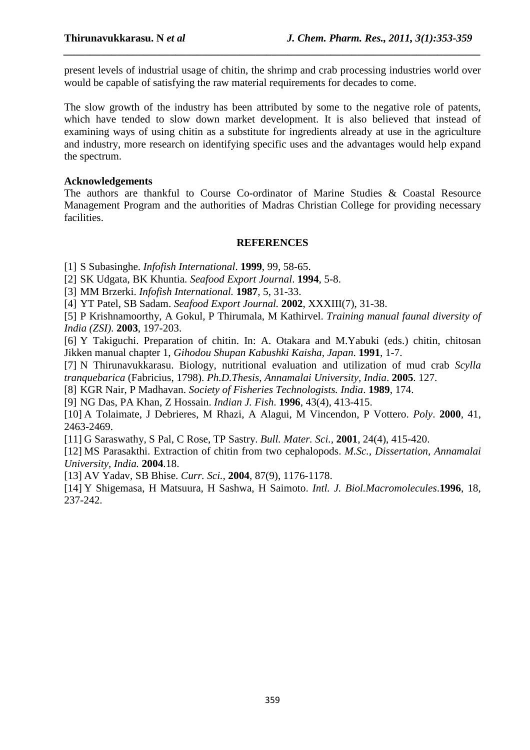present levels of industrial usage of chitin, the shrimp and crab processing industries world over would be capable of satisfying the raw material requirements for decades to come.

The slow growth of the industry has been attributed by some to the negative role of patents, which have tended to slow down market development. It is also believed that instead of examining ways of using chitin as a substitute for ingredients already at use in the agriculture and industry, more research on identifying specific uses and the advantages would help expand the spectrum.

**Acknowledgements**

The authors are thankful to Course Co-ordinator of Marine Studies & Coastal Resource Management Program and the authorities of Madras Christian College for providing necessary facilities.

## REFERENCES

[1] S Subasinghe. *Infofish International*. **1999**, 99, 58-65.

[2] SK Udgata, BK Khuntia. *Seafood Export Journal*. **1994**, 5-8.

[3] MM Brzerki. *Infofish International.* **1987**, 5, 31-33.

[4] YT Patel, SB Sadam. *Seafood Export Journal.* **2002**, XXXIII(7), 31-38.

[5] P Krishnamoorthy, A Gokul, P Thirumala, M Kathirvel. *Training manual faunal diversity of India (ZSI)*. **2003**, 197-203.

[6] Y Takiguchi. Preparation of chitin. In: A. Otakara and M.Yabuki (eds.) chitin, chitosan Jikken manual chapter 1, *Gihodou Shupan Kabushki Kaisha, Japan*. **1991**, 1-7.

[7] N Thirunavukkarasu. Biology, nutritional evaluation and utilization of mud crab *Scylla tranquebarica* (Fabricius, 1798). *Ph.D.Thesis, Annamalai University, India*. **2005**. 127.

[8] KGR Nair, P Madhavan. *Society of Fisheries Technologists. India*. **1989**, 174.

[9] NG Das, PA Khan, Z Hossain. *Indian J. Fish*. **1996**, 43(4), 413-415.

[10] A Tolaimate, J Debrieres, M Rhazi, A Alagui, M Vincendon, P Vottero. *Poly*. **2000**, 41, 2463-2469.

[11] G Saraswathy, S Pal, C Rose, TP Sastry. *Bull. Mater. Sci.*, **2001**, 24(4), 415-420.

[12] MS Parasakthi. Extraction of chitin from two cephalopods. *M.Sc., Dissertation, Annamalai University, India.* **2004**.18.

[13] AV Yadav, SB Bhise. *Curr. Sci.*, **2004**, 87(9), 1176-1178.

[14] Y Shigemasa, H Matsuura, H Sashwa, H Saimoto. *Intl. J. Biol.Macromolecules*.**1996**, 18, 237-242.